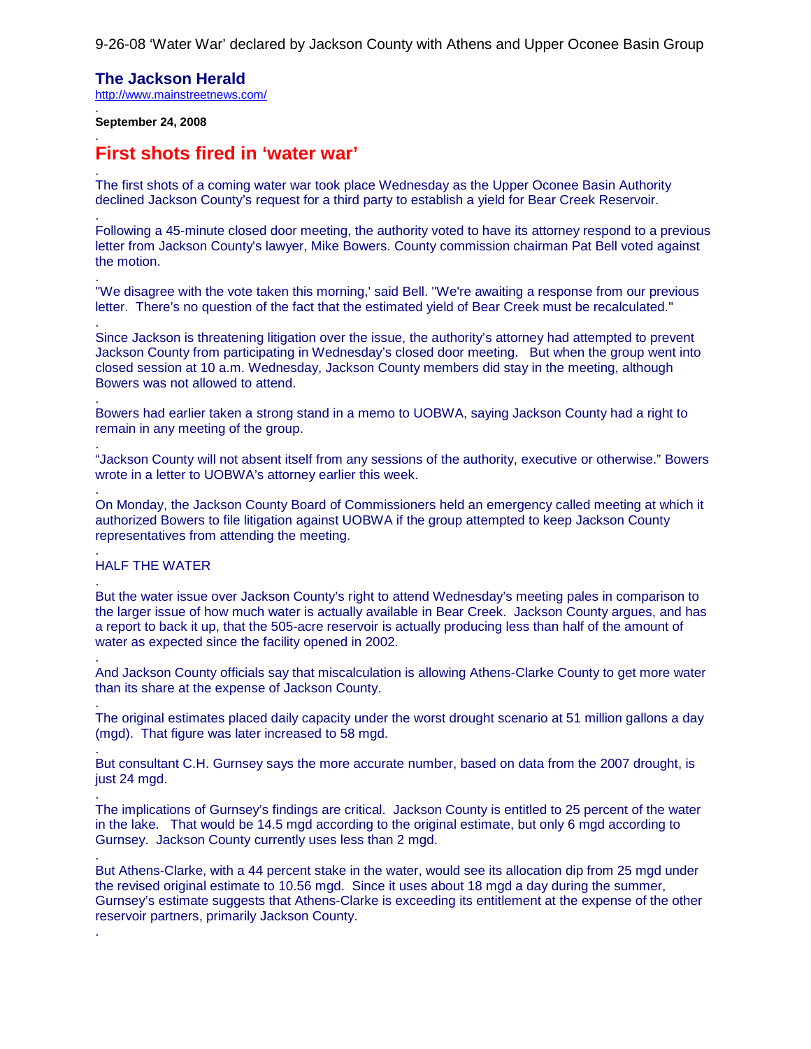9-26-08 'Water War' declared by Jackson County with Athens and Upper Oconee Basin Group

**The Jackson Herald**
http://www.mainstreetnews.com/

.
**September 24, 2008**

.
# First shots fired in 'water war'

.
The first shots of a coming water war took place Wednesday as the Upper Oconee Basin Authority declined Jackson County's request for a third party to establish a yield for Bear Creek Reservoir.

.
Following a 45-minute closed door meeting, the authority voted to have its attorney respond to a previous letter from Jackson County's lawyer, Mike Bowers. County commission chairman Pat Bell voted against the motion.

.
"We disagree with the vote taken this morning,' said Bell. "We're awaiting a response from our previous letter. There's no question of the fact that the estimated yield of Bear Creek must be recalculated."

.
Since Jackson is threatening litigation over the issue, the authority's attorney had attempted to prevent Jackson County from participating in Wednesday's closed door meeting. But when the group went into closed session at 10 a.m. Wednesday, Jackson County members did stay in the meeting, although Bowers was not allowed to attend.

.
Bowers had earlier taken a strong stand in a memo to UOBWA, saying Jackson County had a right to remain in any meeting of the group.

.
"Jackson County will not absent itself from any sessions of the authority, executive or otherwise." Bowers wrote in a letter to UOBWA's attorney earlier this week.

.
On Monday, the Jackson County Board of Commissioners held an emergency called meeting at which it authorized Bowers to file litigation against UOBWA if the group attempted to keep Jackson County representatives from attending the meeting.

.
HALF THE WATER

.
But the water issue over Jackson County's right to attend Wednesday's meeting pales in comparison to the larger issue of how much water is actually available in Bear Creek. Jackson County argues, and has a report to back it up, that the 505-acre reservoir is actually producing less than half of the amount of water as expected since the facility opened in 2002.

.
And Jackson County officials say that miscalculation is allowing Athens-Clarke County to get more water than its share at the expense of Jackson County.

.
The original estimates placed daily capacity under the worst drought scenario at 51 million gallons a day (mgd). That figure was later increased to 58 mgd.

.
But consultant C.H. Gurnsey says the more accurate number, based on data from the 2007 drought, is just 24 mgd.

.
The implications of Gurnsey's findings are critical. Jackson County is entitled to 25 percent of the water in the lake. That would be 14.5 mgd according to the original estimate, but only 6 mgd according to Gurnsey. Jackson County currently uses less than 2 mgd.

.
But Athens-Clarke, with a 44 percent stake in the water, would see its allocation dip from 25 mgd under the revised original estimate to 10.56 mgd. Since it uses about 18 mgd a day during the summer, Gurnsey's estimate suggests that Athens-Clarke is exceeding its entitlement at the expense of the other reservoir partners, primarily Jackson County.

.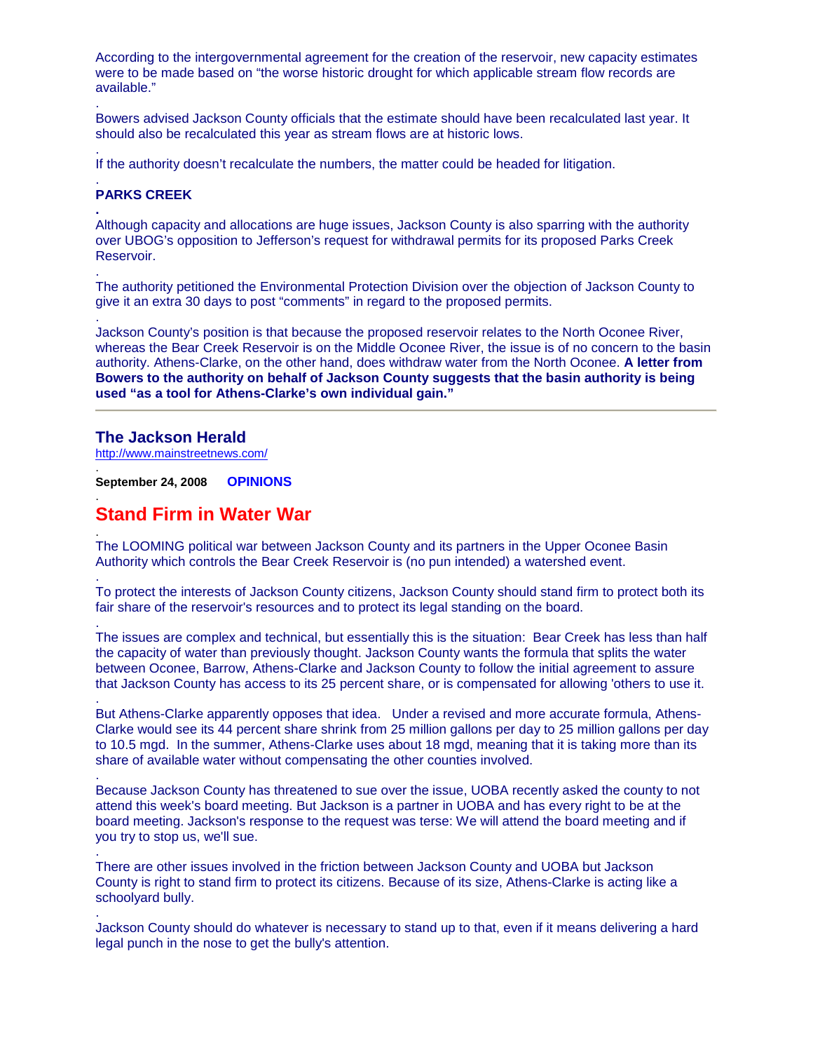According to the intergovernmental agreement for the creation of the reservoir, new capacity estimates were to be made based on "the worse historic drought for which applicable stream flow records are available."

Bowers advised Jackson County officials that the estimate should have been recalculated last year. It should also be recalculated this year as stream flows are at historic lows.

If the authority doesn't recalculate the numbers, the matter could be headed for litigation.

### PARKS CREEK

Although capacity and allocations are huge issues, Jackson County is also sparring with the authority over UBOG's opposition to Jefferson's request for withdrawal permits for its proposed Parks Creek Reservoir.

The authority petitioned the Environmental Protection Division over the objection of Jackson County to give it an extra 30 days to post "comments" in regard to the proposed permits.

Jackson County's position is that because the proposed reservoir relates to the North Oconee River, whereas the Bear Creek Reservoir is on the Middle Oconee River, the issue is of no concern to the basin authority. Athens-Clarke, on the other hand, does withdraw water from the North Oconee. **A letter from Bowers to the authority on behalf of Jackson County suggests that the basin authority is being used "as a tool for Athens-Clarke's own individual gain."**

---

## The Jackson Herald

http://www.mainstreetnews.com/

**September 24, 2008** **OPINIONS**

# Stand Firm in Water War

The LOOMING political war between Jackson County and its partners in the Upper Oconee Basin Authority which controls the Bear Creek Reservoir is (no pun intended) a watershed event.

To protect the interests of Jackson County citizens, Jackson County should stand firm to protect both its fair share of the reservoir's resources and to protect its legal standing on the board.

The issues are complex and technical, but essentially this is the situation: Bear Creek has less than half the capacity of water than previously thought. Jackson County wants the formula that splits the water between Oconee, Barrow, Athens-Clarke and Jackson County to follow the initial agreement to assure that Jackson County has access to its 25 percent share, or is compensated for allowing 'others to use it.

But Athens-Clarke apparently opposes that idea. Under a revised and more accurate formula, Athens-Clarke would see its 44 percent share shrink from 25 million gallons per day to 25 million gallons per day to 10.5 mgd. In the summer, Athens-Clarke uses about 18 mgd, meaning that it is taking more than its share of available water without compensating the other counties involved.

Because Jackson County has threatened to sue over the issue, UOBA recently asked the county to not attend this week's board meeting. But Jackson is a partner in UOBA and has every right to be at the board meeting. Jackson's response to the request was terse: We will attend the board meeting and if you try to stop us, we'll sue.

There are other issues involved in the friction between Jackson County and UOBA but Jackson County is right to stand firm to protect its citizens. Because of its size, Athens-Clarke is acting like a schoolyard bully.

Jackson County should do whatever is necessary to stand up to that, even if it means delivering a hard legal punch in the nose to get the bully's attention.